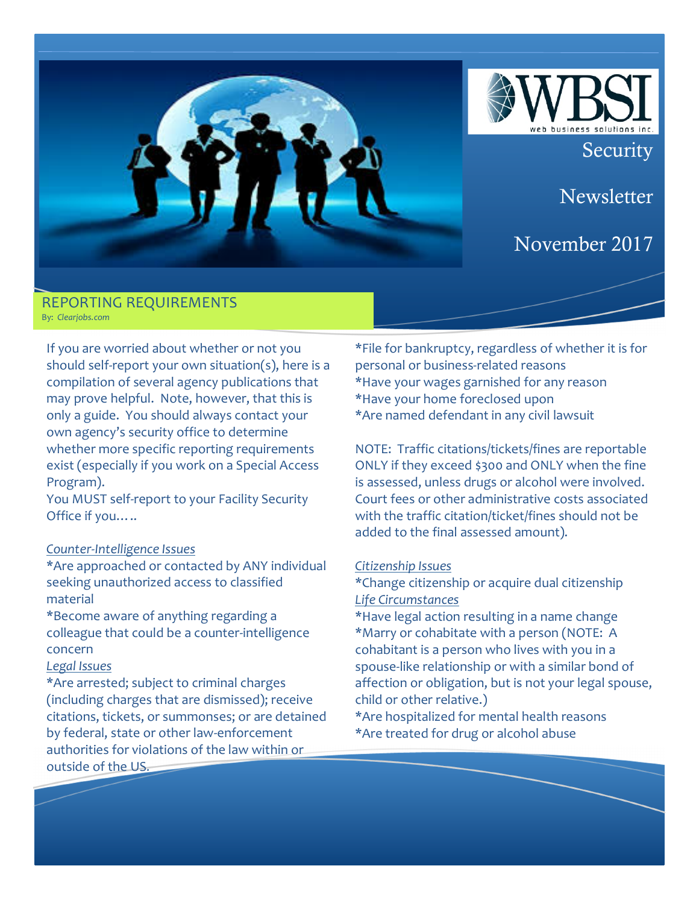WBSI web business solutions inc.

# Security Newsletter

November 2017

## REPORTING REQUIREMENTS

By: *Clearjobs.com*

If you are worried about whether or not you should self-report your own situation(s), here is a compilation of several agency publications that may prove helpful. Note, however, that this is only a guide. You should always contact your own agency's security office to determine whether more specific reporting requirements exist (especially if you work on a Special Access Program).

You MUST self-report to your Facility Security Office if you…..

*Counter-Intelligence Issues*

*Are approached or contacted by ANY individual seeking unauthorized access to classified material

*Become aware of anything regarding a colleague that could be a counter-intelligence concern

*Legal Issues*

*Are arrested; subject to criminal charges (including charges that are dismissed); receive citations, tickets, or summonses; or are detained by federal, state or other law-enforcement authorities for violations of the law within or outside of the US.

*File for bankruptcy, regardless of whether it is for personal or business-related reasons

*Have your wages garnished for any reason

*Have your home foreclosed upon

*Are named defendant in any civil lawsuit

NOTE: Traffic citations/tickets/fines are reportable ONLY if they exceed $300 and ONLY when the fine is assessed, unless drugs or alcohol were involved. Court fees or other administrative costs associated with the traffic citation/ticket/fines should not be added to the final assessed amount).

*Citizenship Issues*

*Change citizenship or acquire dual citizenship

*Life Circumstances*

*Have legal action resulting in a name change

*Marry or cohabitate with a person (NOTE: A cohabitant is a person who lives with you in a spouse-like relationship or with a similar bond of affection or obligation, but is not your legal spouse, child or other relative.)

*Are hospitalized for mental health reasons

*Are treated for drug or alcohol abuse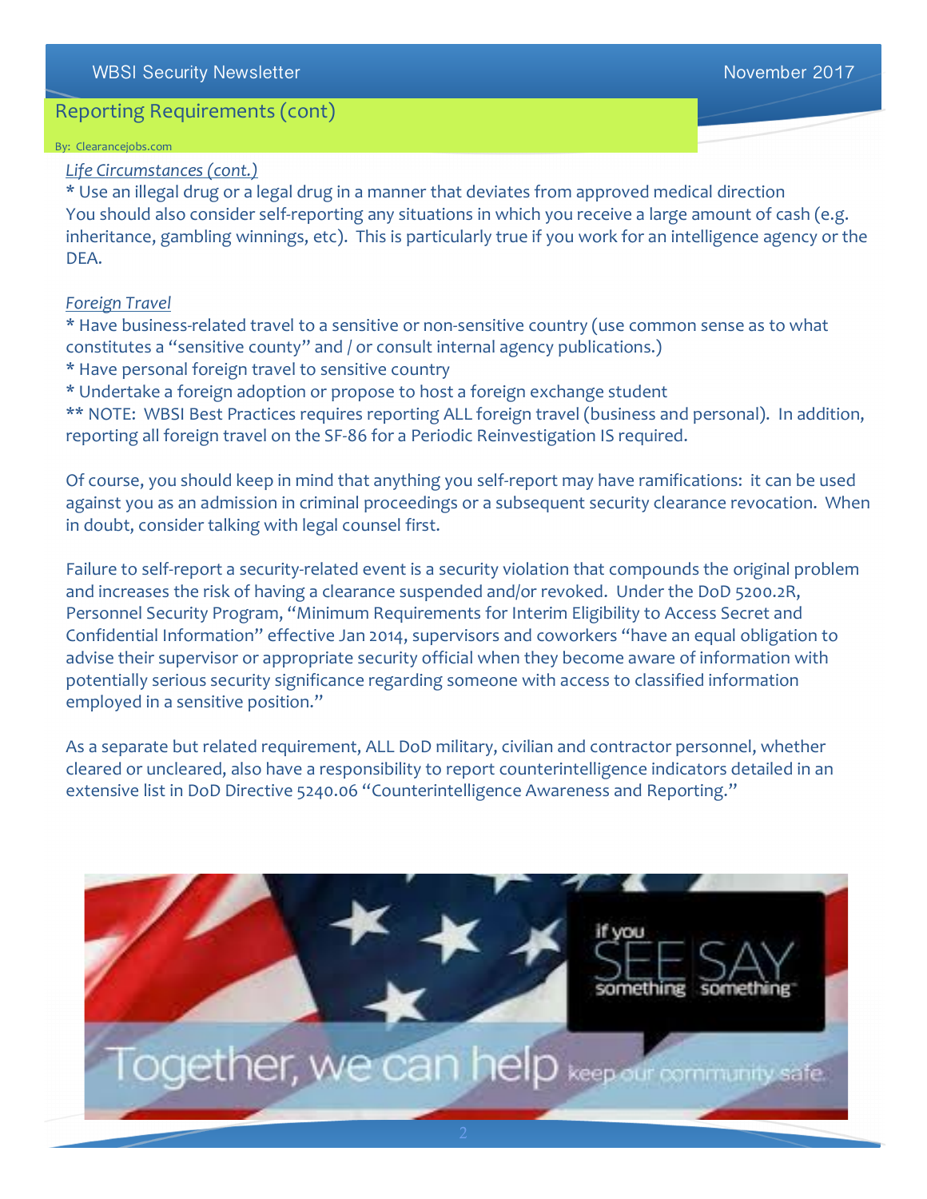## Reporting Requirements (cont)

By: Clearancejobs.com

*Life Circumstances (cont.)*

* Use an illegal drug or a legal drug in a manner that deviates from approved medical direction

You should also consider self-reporting any situations in which you receive a large amount of cash (e.g. inheritance, gambling winnings, etc). This is particularly true if you work for an intelligence agency or the DEA.

*Foreign Travel*

* Have business-related travel to a sensitive or non-sensitive country (use common sense as to what constitutes a "sensitive county" and / or consult internal agency publications.)
* Have personal foreign travel to sensitive country
* Undertake a foreign adoption or propose to host a foreign exchange student

** NOTE: WBSI Best Practices requires reporting ALL foreign travel (business and personal). In addition, reporting all foreign travel on the SF-86 for a Periodic Reinvestigation IS required.

Of course, you should keep in mind that anything you self-report may have ramifications: it can be used against you as an admission in criminal proceedings or a subsequent security clearance revocation. When in doubt, consider talking with legal counsel first.

Failure to self-report a security-related event is a security violation that compounds the original problem and increases the risk of having a clearance suspended and/or revoked. Under the DoD 5200.2R, Personnel Security Program, "Minimum Requirements for Interim Eligibility to Access Secret and Confidential Information" effective Jan 2014, supervisors and coworkers "have an equal obligation to advise their supervisor or appropriate security official when they become aware of information with potentially serious security significance regarding someone with access to classified information employed in a sensitive position."

As a separate but related requirement, ALL DoD military, civilian and contractor personnel, whether cleared or uncleared, also have a responsibility to report counterintelligence indicators detailed in an extensive list in DoD Directive 5240.06 "Counterintelligence Awareness and Reporting."

if you SEE something SAY something

Together, we can help keep our community safe.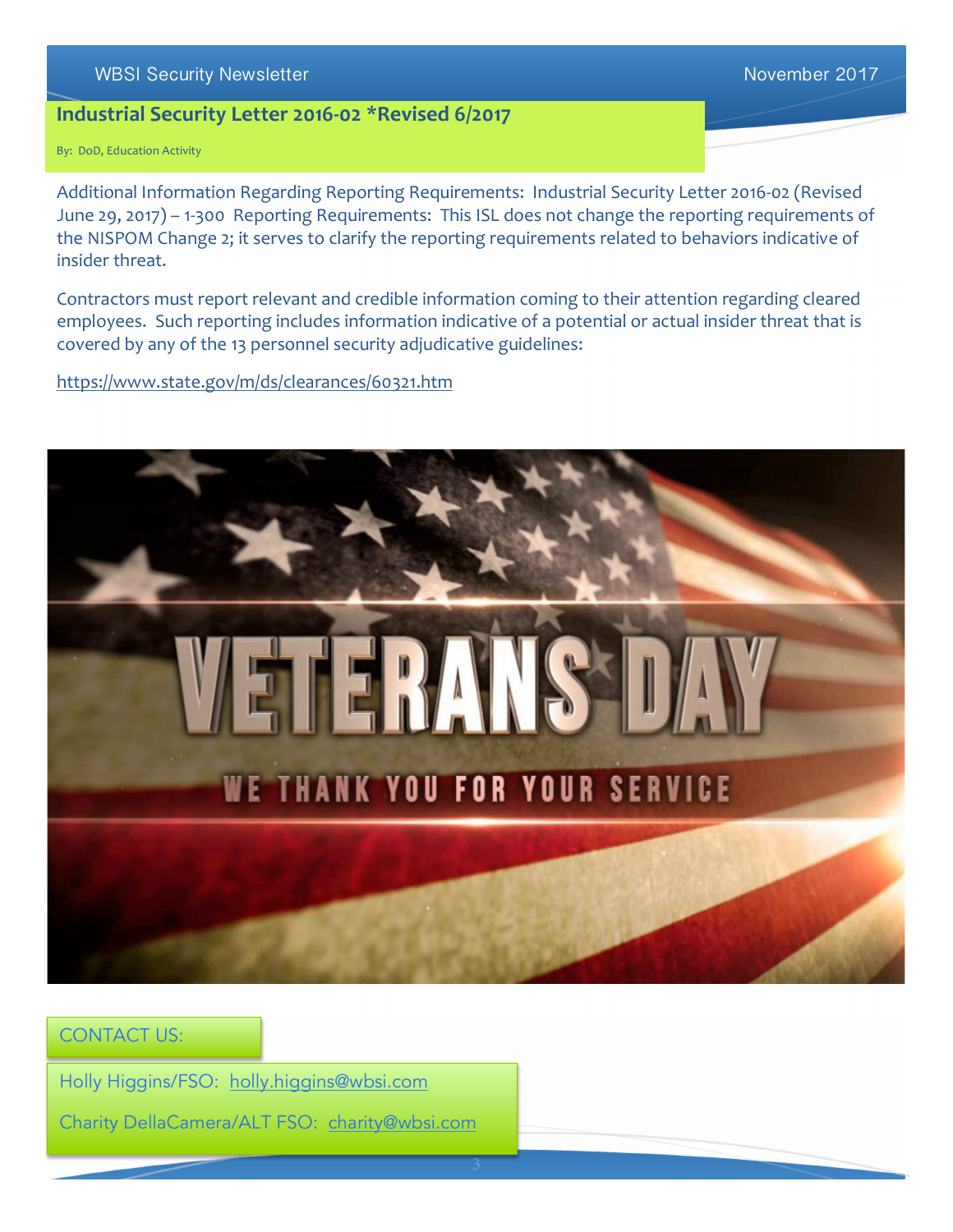## Industrial Security Letter 2016-02 *Revised 6/2017

By: DoD, Education Activity

Additional Information Regarding Reporting Requirements: Industrial Security Letter 2016-02 (Revised June 29, 2017) – 1-300 Reporting Requirements: This ISL does not change the reporting requirements of the NISPOM Change 2; it serves to clarify the reporting requirements related to behaviors indicative of insider threat.

Contractors must report relevant and credible information coming to their attention regarding cleared employees. Such reporting includes information indicative of a potential or actual insider threat that is covered by any of the 13 personnel security adjudicative guidelines:

https://www.state.gov/m/ds/clearances/60321.htm

VETERANS DAY

WE THANK YOU FOR YOUR SERVICE

### CONTACT US:

Holly Higgins/FSO: holly.higgins@wbsi.com

Charity DellaCamera/ALT FSO: charity@wbsi.com